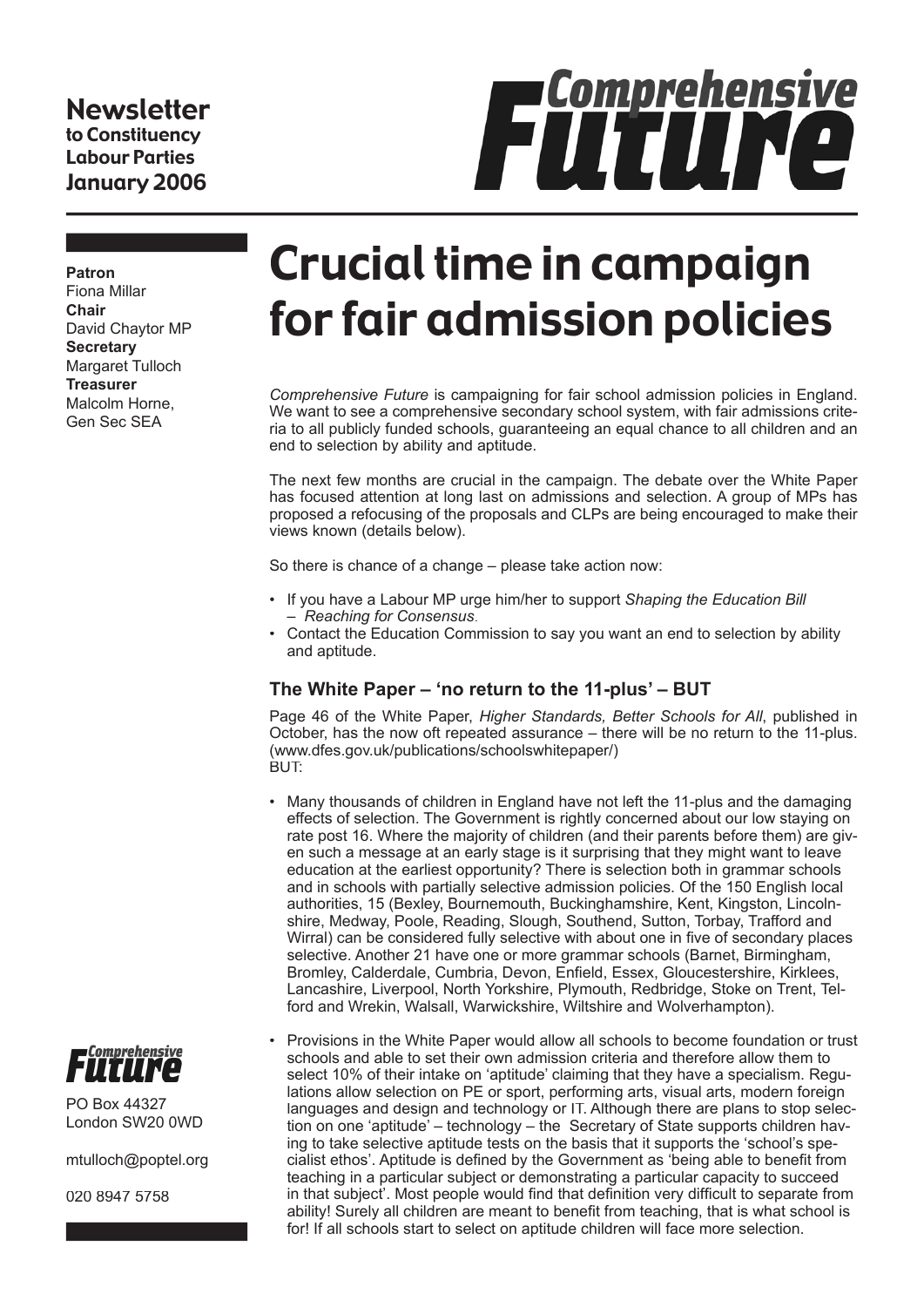**Newsletter**
**to Constituency Labour Parties**
**January 2006**

**Comprehensive Future**

**Patron**
Fiona Millar
**Chair**
David Chaytor MP
**Secretary**
Margaret Tulloch
**Treasurer**
Malcolm Horne, Gen Sec SEA

# Crucial time in campaign for fair admission policies

*Comprehensive Future* is campaigning for fair school admission policies in England. We want to see a comprehensive secondary school system, with fair admissions criteria to all publicly funded schools, guaranteeing an equal chance to all children and an end to selection by ability and aptitude.

The next few months are crucial in the campaign. The debate over the White Paper has focused attention at long last on admissions and selection. A group of MPs has proposed a refocusing of the proposals and CLPs are being encouraged to make their views known (details below).

So there is chance of a change – please take action now:

- If you have a Labour MP urge him/her to support *Shaping the Education Bill – Reaching for Consensus*.
- Contact the Education Commission to say you want an end to selection by ability and aptitude.

## The White Paper – 'no return to the 11-plus' – BUT

Page 46 of the White Paper, *Higher Standards, Better Schools for All*, published in October, has the now oft repeated assurance – there will be no return to the 11-plus. (www.dfes.gov.uk/publications/schoolswhitepaper/)
BUT:

- Many thousands of children in England have not left the 11-plus and the damaging effects of selection. The Government is rightly concerned about our low staying on rate post 16. Where the majority of children (and their parents before them) are given such a message at an early stage is it surprising that they might want to leave education at the earliest opportunity? There is selection both in grammar schools and in schools with partially selective admission policies. Of the 150 English local authorities, 15 (Bexley, Bournemouth, Buckinghamshire, Kent, Kingston, Lincolnshire, Medway, Poole, Reading, Slough, Southend, Sutton, Torbay, Trafford and Wirral) can be considered fully selective with about one in five of secondary places selective. Another 21 have one or more grammar schools (Barnet, Birmingham, Bromley, Calderdale, Cumbria, Devon, Enfield, Essex, Gloucestershire, Kirklees, Lancashire, Liverpool, North Yorkshire, Plymouth, Redbridge, Stoke on Trent, Telford and Wrekin, Walsall, Warwickshire, Wiltshire and Wolverhampton).
- Provisions in the White Paper would allow all schools to become foundation or trust schools and able to set their own admission criteria and therefore allow them to select 10% of their intake on 'aptitude' claiming that they have a specialism. Regulations allow selection on PE or sport, performing arts, visual arts, modern foreign languages and design and technology or IT. Although there are plans to stop selection on one 'aptitude' – technology – the Secretary of State supports children having to take selective aptitude tests on the basis that it supports the 'school's specialist ethos'. Aptitude is defined by the Government as 'being able to benefit from teaching in a particular subject or demonstrating a particular capacity to succeed in that subject'. Most people would find that definition very difficult to separate from ability! Surely all children are meant to benefit from teaching, that is what school is for! If all schools start to select on aptitude children will face more selection.

**Comprehensive Future**

PO Box 44327
London SW20 0WD

mtulloch@poptel.org

020 8947 5758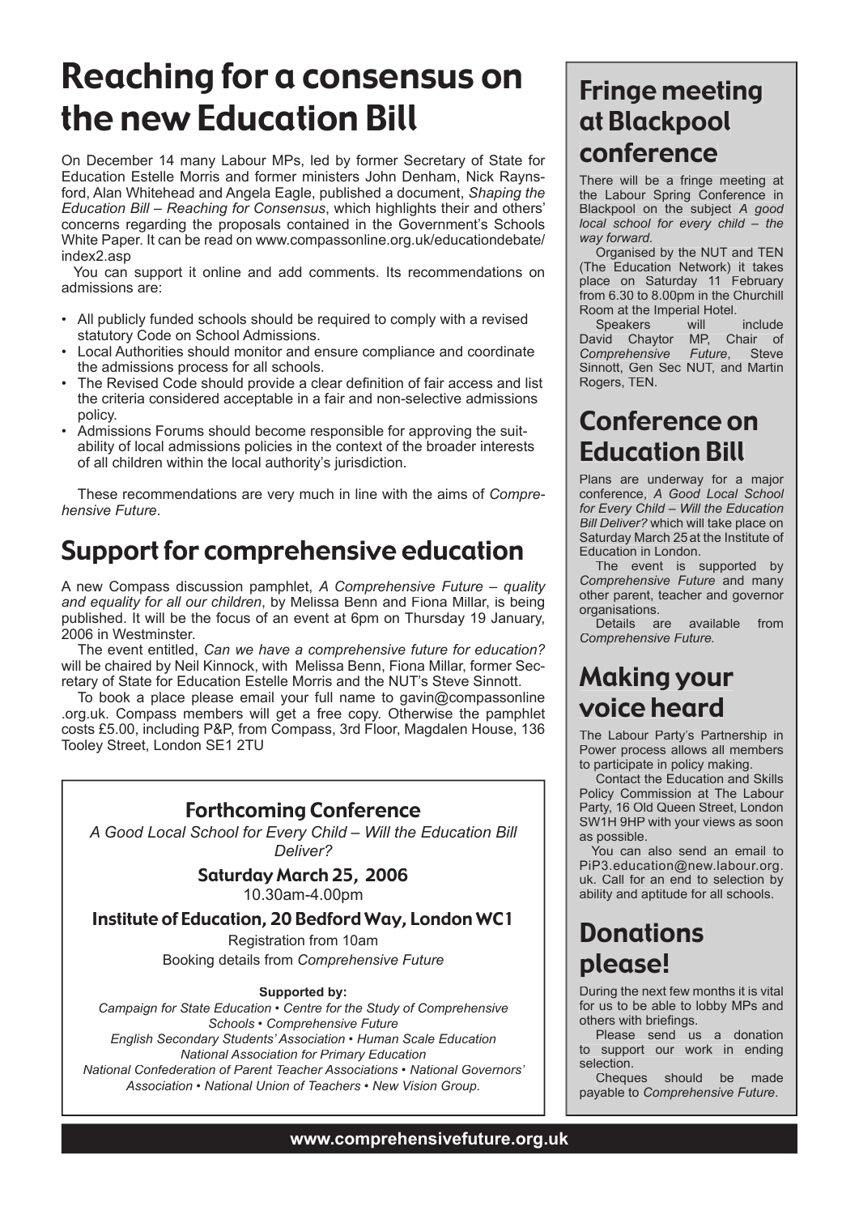# Reaching for a consensus on the new Education Bill

On December 14 many Labour MPs, led by former Secretary of State for Education Estelle Morris and former ministers John Denham, Nick Raynsford, Alan Whitehead and Angela Eagle, published a document, *Shaping the Education Bill – Reaching for Consensus*, which highlights their and others' concerns regarding the proposals contained in the Government's Schools White Paper. It can be read on www.compassonline.org.uk/educationdebate/index2.asp

You can support it online and add comments. Its recommendations on admissions are:

- All publicly funded schools should be required to comply with a revised statutory Code on School Admissions.
- Local Authorities should monitor and ensure compliance and coordinate the admissions process for all schools.
- The Revised Code should provide a clear definition of fair access and list the criteria considered acceptable in a fair and non-selective admissions policy.
- Admissions Forums should become responsible for approving the suitability of local admissions policies in the context of the broader interests of all children within the local authority's jurisdiction.

These recommendations are very much in line with the aims of *Comprehensive Future*.

## Support for comprehensive education

A new Compass discussion pamphlet, *A Comprehensive Future – quality and equality for all our children*, by Melissa Benn and Fiona Millar, is being published. It will be the focus of an event at 6pm on Thursday 19 January, 2006 in Westminster.

The event entitled, *Can we have a comprehensive future for education?* will be chaired by Neil Kinnock, with Melissa Benn, Fiona Millar, former Secretary of State for Education Estelle Morris and the NUT's Steve Sinnott.

To book a place please email your full name to gavin@compassonline.org.uk. Compass members will get a free copy. Otherwise the pamphlet costs £5.00, including P&P, from Compass, 3rd Floor, Magdalen House, 136 Tooley Street, London SE1 2TU

### Forthcoming Conference

*A Good Local School for Every Child – Will the Education Bill Deliver?*

**Saturday March 25, 2006**

10.30am-4.00pm

**Institute of Education, 20 Bedford Way, London WC1**

Registration from 10am

Booking details from *Comprehensive Future*

**Supported by:**

*Campaign for State Education • Centre for the Study of Comprehensive Schools • Comprehensive Future*
*English Secondary Students' Association • Human Scale Education*
*National Association for Primary Education*
*National Confederation of Parent Teacher Associations • National Governors' Association • National Union of Teachers • New Vision Group.*

## Fringe meeting at Blackpool conference

There will be a fringe meeting at the Labour Spring Conference in Blackpool on the subject *A good local school for every child – the way forward.*

Organised by the NUT and TEN (The Education Network) it takes place on Saturday 11 February from 6.30 to 8.00pm in the Churchill Room at the Imperial Hotel.

Speakers will include David Chaytor MP, Chair of *Comprehensive Future*, Steve Sinnott, Gen Sec NUT, and Martin Rogers, TEN.

## Conference on Education Bill

Plans are underway for a major conference, *A Good Local School for Every Child – Will the Education Bill Deliver?* which will take place on Saturday March 25 at the Institute of Education in London.

The event is supported by *Comprehensive Future* and many other parent, teacher and governor organisations.

Details are available from *Comprehensive Future.*

## Making your voice heard

The Labour Party's Partnership in Power process allows all members to participate in policy making.

Contact the Education and Skills Policy Commission at The Labour Party, 16 Old Queen Street, London SW1H 9HP with your views as soon as possible.

You can also send an email to PiP3.education@new.labour.org.uk. Call for an end to selection by ability and aptitude for all schools.

## Donations please!

During the next few months it is vital for us to be able to lobby MPs and others with briefings.

Please send us a donation to support our work in ending selection.

Cheques should be made payable to *Comprehensive Future*.

**www.comprehensivefuture.org.uk**